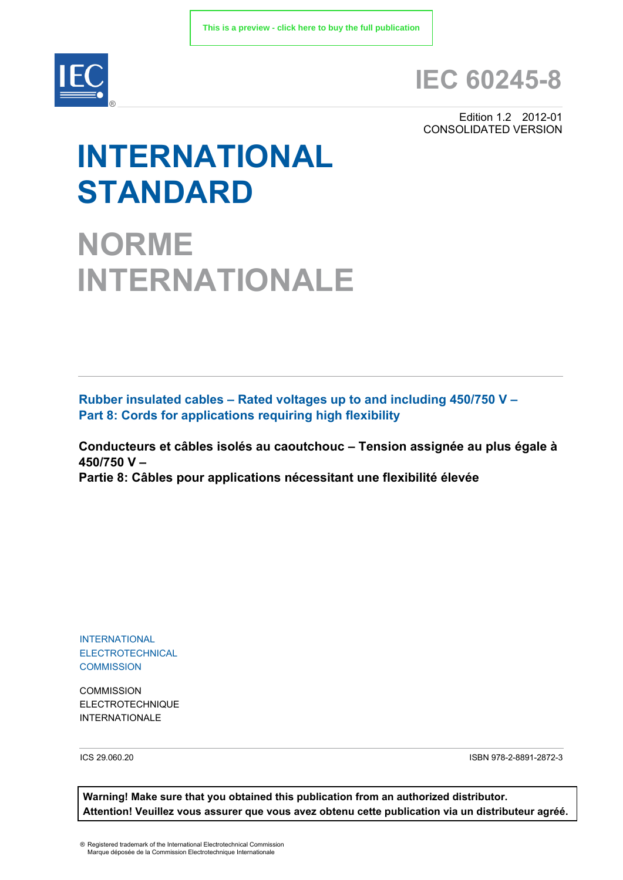This is a preview - click here to buy the full publication

# IEC 60245-8

Edition 1.2 2012-01
CONSOLIDATED VERSION

# INTERNATIONAL STANDARD

# NORME INTERNATIONALE

**Rubber insulated cables – Rated voltages up to and including 450/750 V – Part 8: Cords for applications requiring high flexibility**

**Conducteurs et câbles isolés au caoutchouc – Tension assignée au plus égale à 450/750 V – Partie 8: Câbles pour applications nécessitant une flexibilité élevée**

INTERNATIONAL
ELECTROTECHNICAL
COMMISSION

COMMISSION
ELECTROTECHNIQUE
INTERNATIONALE

ICS 29.060.20

ISBN 978-2-8891-2872-3

**Warning! Make sure that you obtained this publication from an authorized distributor.**
**Attention! Veuillez vous assurer que vous avez obtenu cette publication via un distributeur agréé.**

® Registered trademark of the International Electrotechnical Commission
Marque déposée de la Commission Electrotechnique Internationale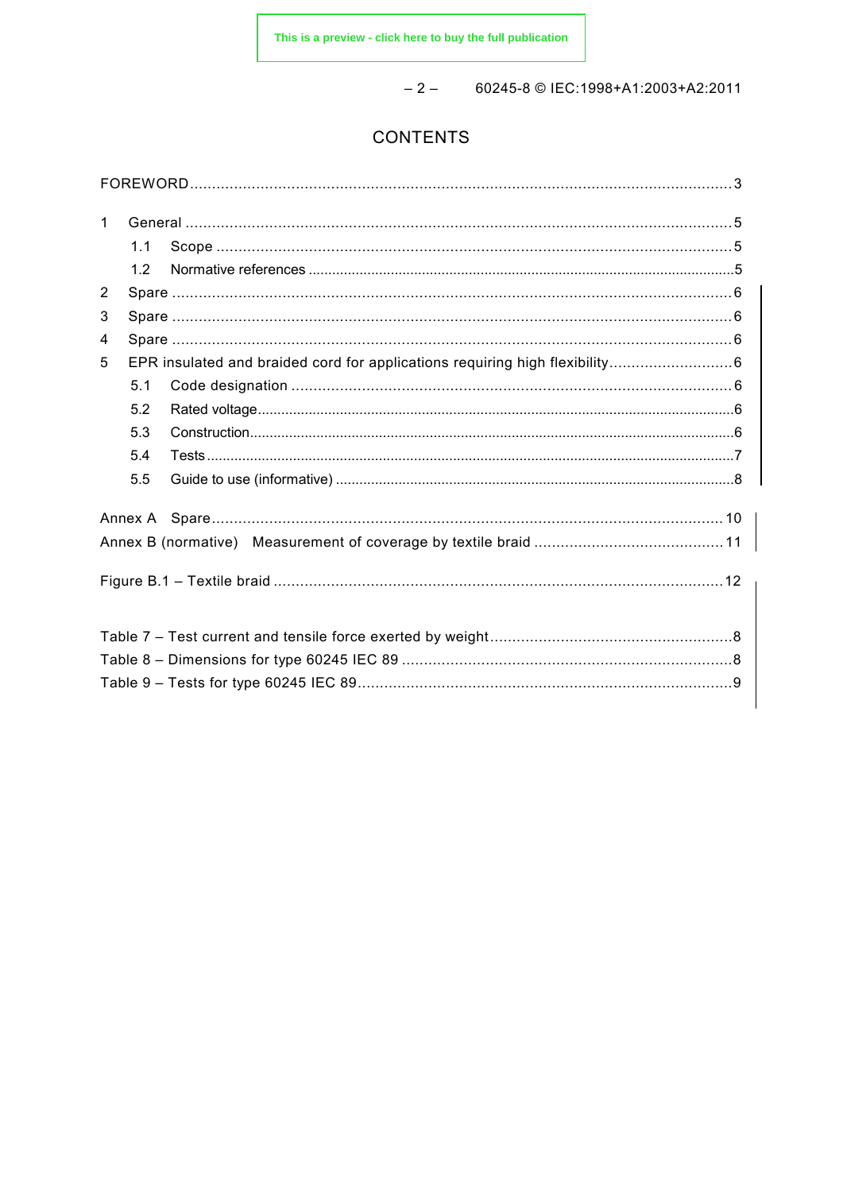# CONTENTS

FOREWORD ... 3

1 General ... 5
  1.1 Scope ... 5
  1.2 Normative references ... 5
2 Spare ... 6
3 Spare ... 6
4 Spare ... 6
5 EPR insulated and braided cord for applications requiring high flexibility ... 6
  5.1 Code designation ... 6
  5.2 Rated voltage ... 6
  5.3 Construction ... 6
  5.4 Tests ... 7
  5.5 Guide to use (informative) ... 8

Annex A Spare ... 10
Annex B (normative) Measurement of coverage by textile braid ... 11

Figure B.1 – Textile braid ... 12

Table 7 – Test current and tensile force exerted by weight ... 8
Table 8 – Dimensions for type 60245 IEC 89 ... 8
Table 9 – Tests for type 60245 IEC 89 ... 9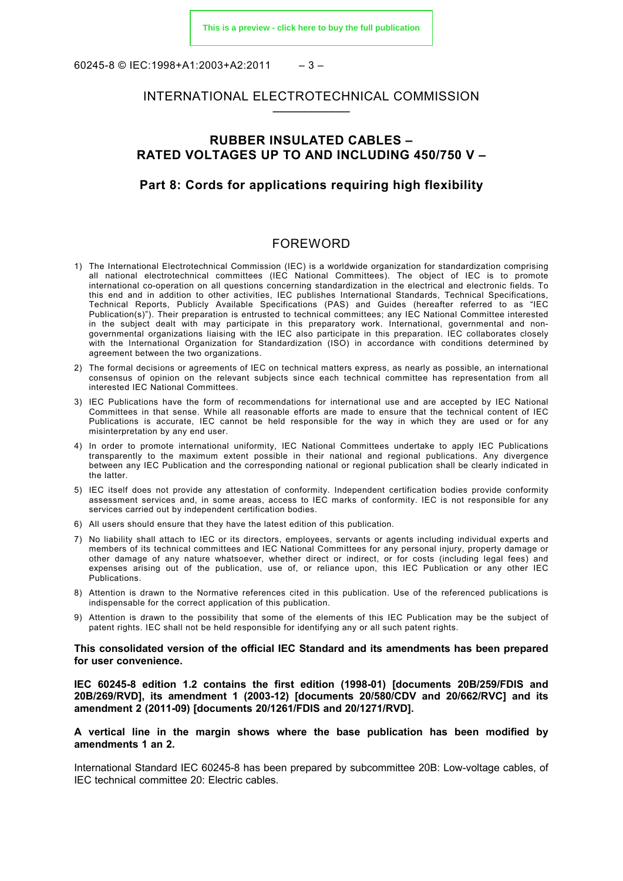INTERNATIONAL ELECTROTECHNICAL COMMISSION

___________

# RUBBER INSULATED CABLES – RATED VOLTAGES UP TO AND INCLUDING 450/750 V –

## Part 8: Cords for applications requiring high flexibility

## FOREWORD

1) The International Electrotechnical Commission (IEC) is a worldwide organization for standardization comprising all national electrotechnical committees (IEC National Committees). The object of IEC is to promote international co-operation on all questions concerning standardization in the electrical and electronic fields. To this end and in addition to other activities, IEC publishes International Standards, Technical Specifications, Technical Reports, Publicly Available Specifications (PAS) and Guides (hereafter referred to as "IEC Publication(s)"). Their preparation is entrusted to technical committees; any IEC National Committee interested in the subject dealt with may participate in this preparatory work. International, governmental and non-governmental organizations liaising with the IEC also participate in this preparation. IEC collaborates closely with the International Organization for Standardization (ISO) in accordance with conditions determined by agreement between the two organizations.
2) The formal decisions or agreements of IEC on technical matters express, as nearly as possible, an international consensus of opinion on the relevant subjects since each technical committee has representation from all interested IEC National Committees.
3) IEC Publications have the form of recommendations for international use and are accepted by IEC National Committees in that sense. While all reasonable efforts are made to ensure that the technical content of IEC Publications is accurate, IEC cannot be held responsible for the way in which they are used or for any misinterpretation by any end user.
4) In order to promote international uniformity, IEC National Committees undertake to apply IEC Publications transparently to the maximum extent possible in their national and regional publications. Any divergence between any IEC Publication and the corresponding national or regional publication shall be clearly indicated in the latter.
5) IEC itself does not provide any attestation of conformity. Independent certification bodies provide conformity assessment services and, in some areas, access to IEC marks of conformity. IEC is not responsible for any services carried out by independent certification bodies.
6) All users should ensure that they have the latest edition of this publication.
7) No liability shall attach to IEC or its directors, employees, servants or agents including individual experts and members of its technical committees and IEC National Committees for any personal injury, property damage or other damage of any nature whatsoever, whether direct or indirect, or for costs (including legal fees) and expenses arising out of the publication, use of, or reliance upon, this IEC Publication or any other IEC Publications.
8) Attention is drawn to the Normative references cited in this publication. Use of the referenced publications is indispensable for the correct application of this publication.
9) Attention is drawn to the possibility that some of the elements of this IEC Publication may be the subject of patent rights. IEC shall not be held responsible for identifying any or all such patent rights.

**This consolidated version of the official IEC Standard and its amendments has been prepared for user convenience.**

**IEC 60245-8 edition 1.2 contains the first edition (1998-01) [documents 20B/259/FDIS and 20B/269/RVD], its amendment 1 (2003-12) [documents 20/580/CDV and 20/662/RVC] and its amendment 2 (2011-09) [documents 20/1261/FDIS and 20/1271/RVD].**

**A vertical line in the margin shows where the base publication has been modified by amendments 1 an 2.**

International Standard IEC 60245-8 has been prepared by subcommittee 20B: Low-voltage cables, of IEC technical committee 20: Electric cables.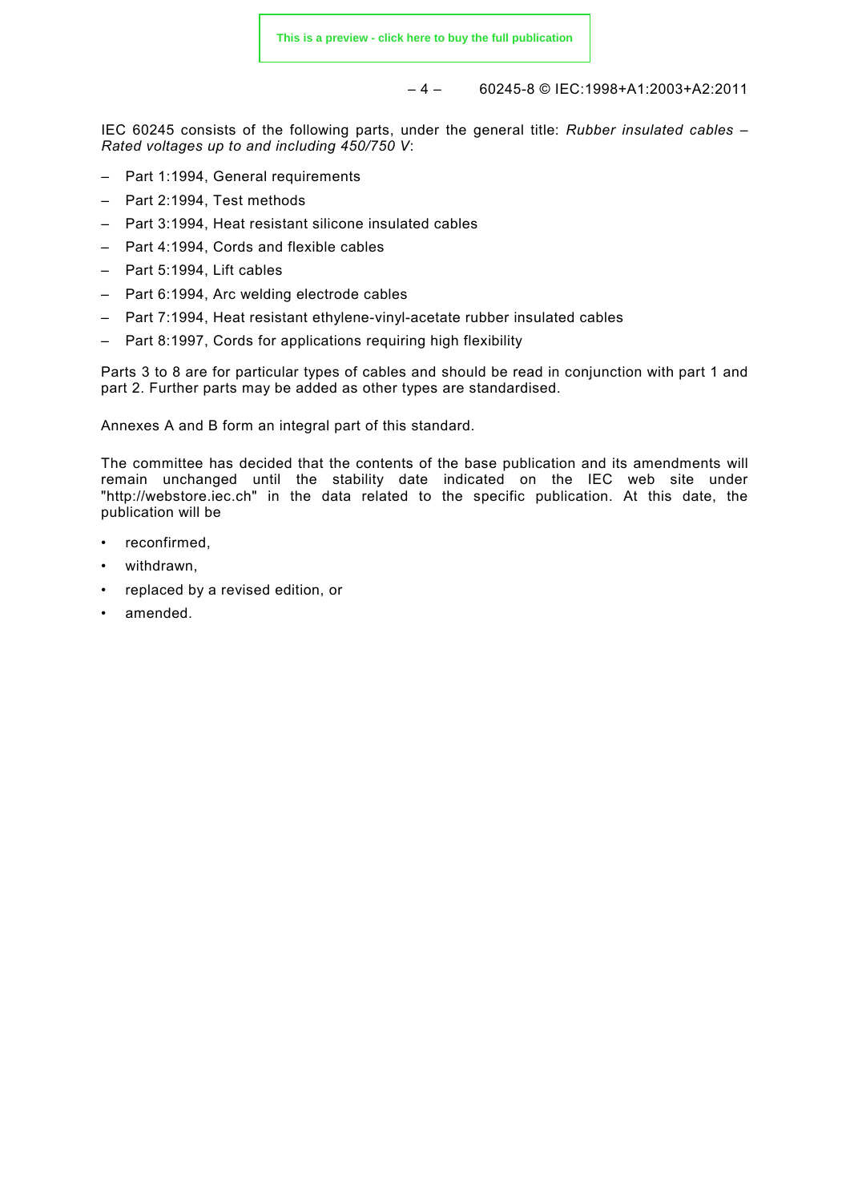IEC 60245 consists of the following parts, under the general title: *Rubber insulated cables – Rated voltages up to and including 450/750 V*:

- Part 1:1994, General requirements
- Part 2:1994, Test methods
- Part 3:1994, Heat resistant silicone insulated cables
- Part 4:1994, Cords and flexible cables
- Part 5:1994, Lift cables
- Part 6:1994, Arc welding electrode cables
- Part 7:1994, Heat resistant ethylene-vinyl-acetate rubber insulated cables
- Part 8:1997, Cords for applications requiring high flexibility

Parts 3 to 8 are for particular types of cables and should be read in conjunction with part 1 and part 2. Further parts may be added as other types are standardised.

Annexes A and B form an integral part of this standard.

The committee has decided that the contents of the base publication and its amendments will remain unchanged until the stability date indicated on the IEC web site under "http://webstore.iec.ch" in the data related to the specific publication. At this date, the publication will be

- reconfirmed,
- withdrawn,
- replaced by a revised edition, or
- amended.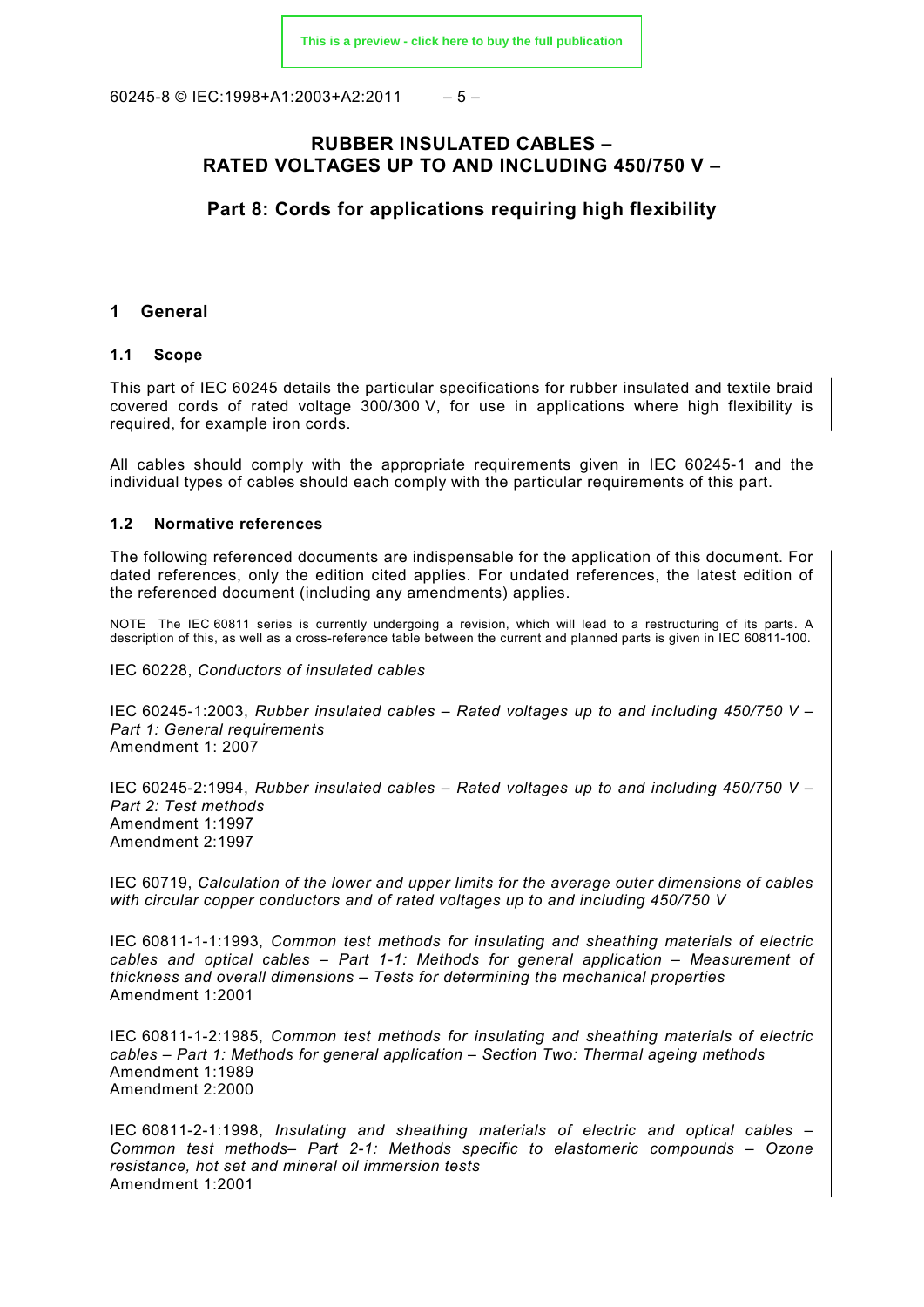# RUBBER INSULATED CABLES – RATED VOLTAGES UP TO AND INCLUDING 450/750 V –

## Part 8: Cords for applications requiring high flexibility

## 1 General

### 1.1 Scope

This part of IEC 60245 details the particular specifications for rubber insulated and textile braid covered cords of rated voltage 300/300 V, for use in applications where high flexibility is required, for example iron cords.

All cables should comply with the appropriate requirements given in IEC 60245-1 and the individual types of cables should each comply with the particular requirements of this part.

### 1.2 Normative references

The following referenced documents are indispensable for the application of this document. For dated references, only the edition cited applies. For undated references, the latest edition of the referenced document (including any amendments) applies.

NOTE The IEC 60811 series is currently undergoing a revision, which will lead to a restructuring of its parts. A description of this, as well as a cross-reference table between the current and planned parts is given in IEC 60811-100.

IEC 60228, *Conductors of insulated cables*

IEC 60245-1:2003, *Rubber insulated cables – Rated voltages up to and including 450/750 V – Part 1: General requirements*
Amendment 1: 2007

IEC 60245-2:1994, *Rubber insulated cables – Rated voltages up to and including 450/750 V – Part 2: Test methods*
Amendment 1:1997
Amendment 2:1997

IEC 60719, *Calculation of the lower and upper limits for the average outer dimensions of cables with circular copper conductors and of rated voltages up to and including 450/750 V*

IEC 60811-1-1:1993, *Common test methods for insulating and sheathing materials of electric cables and optical cables – Part 1-1: Methods for general application – Measurement of thickness and overall dimensions – Tests for determining the mechanical properties*
Amendment 1:2001

IEC 60811-1-2:1985, *Common test methods for insulating and sheathing materials of electric cables – Part 1: Methods for general application – Section Two: Thermal ageing methods*
Amendment 1:1989
Amendment 2:2000

IEC 60811-2-1:1998, *Insulating and sheathing materials of electric and optical cables – Common test methods– Part 2-1: Methods specific to elastomeric compounds – Ozone resistance, hot set and mineral oil immersion tests*
Amendment 1:2001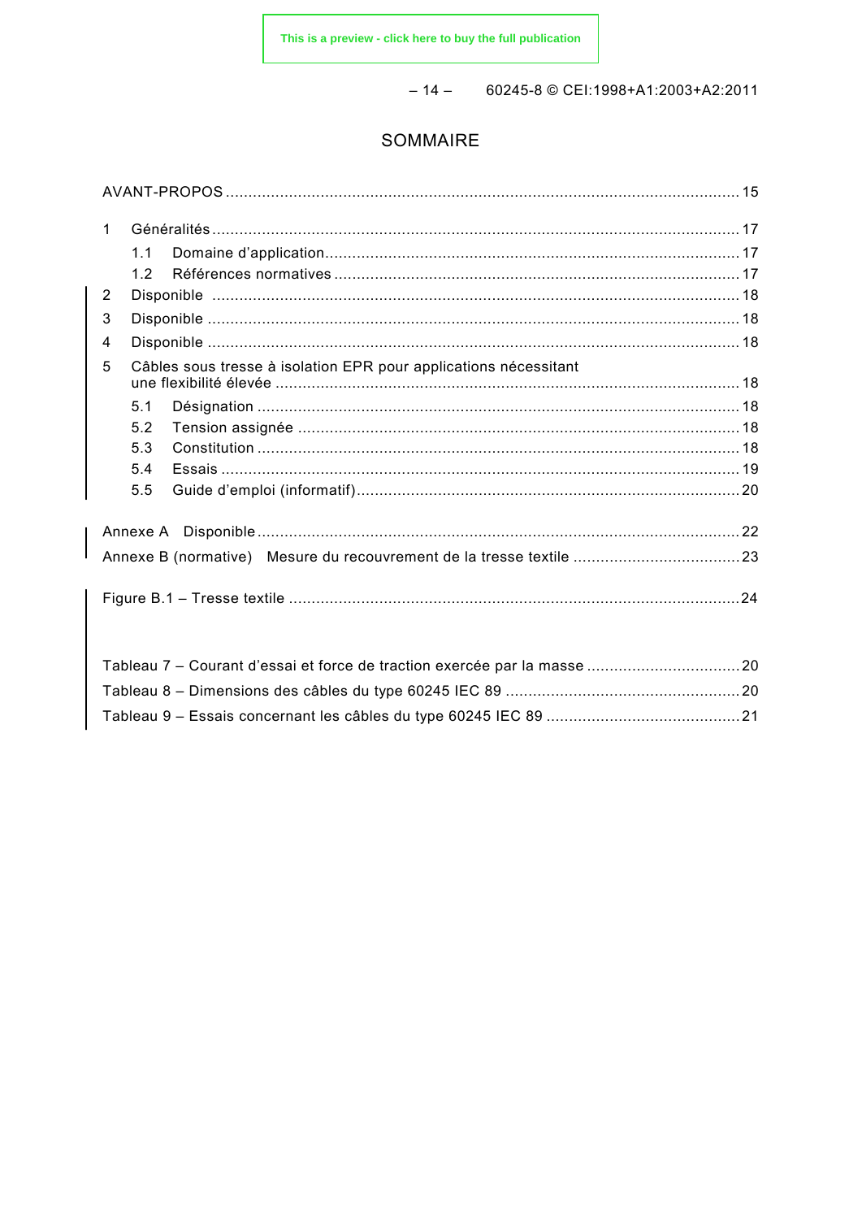# SOMMAIRE

AVANT-PROPOS .......... 15

1 Généralités .......... 17

  1.1 Domaine d'application .......... 17

  1.2 Références normatives .......... 17

2 Disponible .......... 18

3 Disponible .......... 18

4 Disponible .......... 18

5 Câbles sous tresse à isolation EPR pour applications nécessitant une flexibilité élevée .......... 18

  5.1 Désignation .......... 18

  5.2 Tension assignée .......... 18

  5.3 Constitution .......... 18

  5.4 Essais .......... 19

  5.5 Guide d'emploi (informatif) .......... 20

Annexe A Disponible .......... 22

Annexe B (normative) Mesure du recouvrement de la tresse textile .......... 23

Figure B.1 – Tresse textile .......... 24

Tableau 7 – Courant d'essai et force de traction exercée par la masse .......... 20

Tableau 8 – Dimensions des câbles du type 60245 IEC 89 .......... 20

Tableau 9 – Essais concernant les câbles du type 60245 IEC 89 .......... 21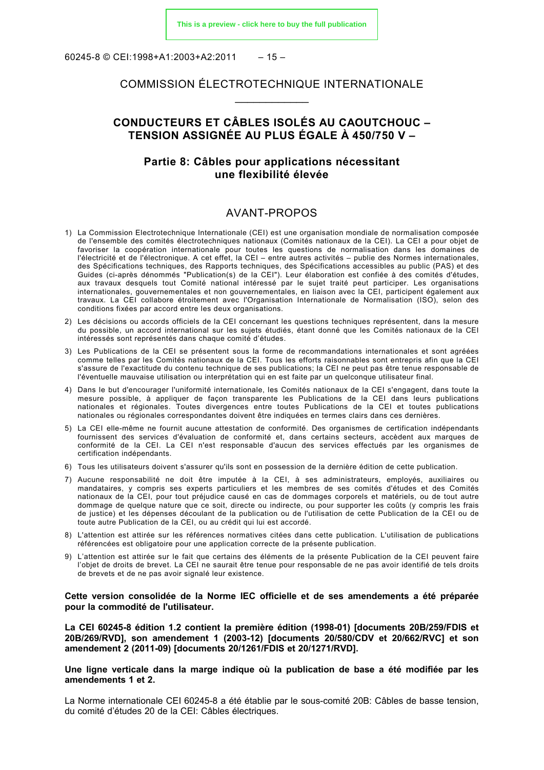COMMISSION ÉLECTROTECHNIQUE INTERNATIONALE

\_\_\_\_\_\_\_\_\_\_\_\_

# CONDUCTEURS ET CÂBLES ISOLÉS AU CAOUTCHOUC – TENSION ASSIGNÉE AU PLUS ÉGALE À 450/750 V –

## Partie 8: Câbles pour applications nécessitant une flexibilité élevée

## AVANT-PROPOS

1) La Commission Electrotechnique Internationale (CEI) est une organisation mondiale de normalisation composée de l'ensemble des comités électrotechniques nationaux (Comités nationaux de la CEI). La CEI a pour objet de favoriser la coopération internationale pour toutes les questions de normalisation dans les domaines de l'électricité et de l'électronique. A cet effet, la CEI – entre autres activités – publie des Normes internationales, des Spécifications techniques, des Rapports techniques, des Spécifications accessibles au public (PAS) et des Guides (ci-après dénommés "Publication(s) de la CEI"). Leur élaboration est confiée à des comités d'études, aux travaux desquels tout Comité national intéressé par le sujet traité peut participer. Les organisations internationales, gouvernementales et non gouvernementales, en liaison avec la CEI, participent également aux travaux. La CEI collabore étroitement avec l'Organisation Internationale de Normalisation (ISO), selon des conditions fixées par accord entre les deux organisations.
2) Les décisions ou accords officiels de la CEI concernant les questions techniques représentent, dans la mesure du possible, un accord international sur les sujets étudiés, étant donné que les Comités nationaux de la CEI intéressés sont représentés dans chaque comité d'études.
3) Les Publications de la CEI se présentent sous la forme de recommandations internationales et sont agréées comme telles par les Comités nationaux de la CEI. Tous les efforts raisonnables sont entrepris afin que la CEI s'assure de l'exactitude du contenu technique de ses publications; la CEI ne peut pas être tenue responsable de l'éventuelle mauvaise utilisation ou interprétation qui en est faite par un quelconque utilisateur final.
4) Dans le but d'encourager l'uniformité internationale, les Comités nationaux de la CEI s'engagent, dans toute la mesure possible, à appliquer de façon transparente les Publications de la CEI dans leurs publications nationales et régionales. Toutes divergences entre toutes Publications de la CEI et toutes publications nationales ou régionales correspondantes doivent être indiquées en termes clairs dans ces dernières.
5) La CEI elle-même ne fournit aucune attestation de conformité. Des organismes de certification indépendants fournissent des services d'évaluation de conformité et, dans certains secteurs, accèdent aux marques de conformité de la CEI. La CEI n'est responsable d'aucun des services effectués par les organismes de certification indépendants.
6) Tous les utilisateurs doivent s'assurer qu'ils sont en possession de la dernière édition de cette publication.
7) Aucune responsabilité ne doit être imputée à la CEI, à ses administrateurs, employés, auxiliaires ou mandataires, y compris ses experts particuliers et les membres de ses comités d'études et des Comités nationaux de la CEI, pour tout préjudice causé en cas de dommages corporels et matériels, ou de tout autre dommage de quelque nature que ce soit, directe ou indirecte, ou pour supporter les coûts (y compris les frais de justice) et les dépenses découlant de la publication ou de l'utilisation de cette Publication de la CEI ou de toute autre Publication de la CEI, ou au crédit qui lui est accordé.
8) L'attention est attirée sur les références normatives citées dans cette publication. L'utilisation de publications référencées est obligatoire pour une application correcte de la présente publication.
9) L'attention est attirée sur le fait que certains des éléments de la présente Publication de la CEI peuvent faire l'objet de droits de brevet. La CEI ne saurait être tenue pour responsable de ne pas avoir identifié de tels droits de brevets et de ne pas avoir signalé leur existence.

**Cette version consolidée de la Norme IEC officielle et de ses amendements a été préparée pour la commodité de l'utilisateur.**

**La CEI 60245-8 édition 1.2 contient la première édition (1998-01) [documents 20B/259/FDIS et 20B/269/RVD], son amendement 1 (2003-12) [documents 20/580/CDV et 20/662/RVC] et son amendement 2 (2011-09) [documents 20/1261/FDIS et 20/1271/RVD].**

**Une ligne verticale dans la marge indique où la publication de base a été modifiée par les amendements 1 et 2.**

La Norme internationale CEI 60245-8 a été établie par le sous-comité 20B: Câbles de basse tension, du comité d'études 20 de la CEI: Câbles électriques.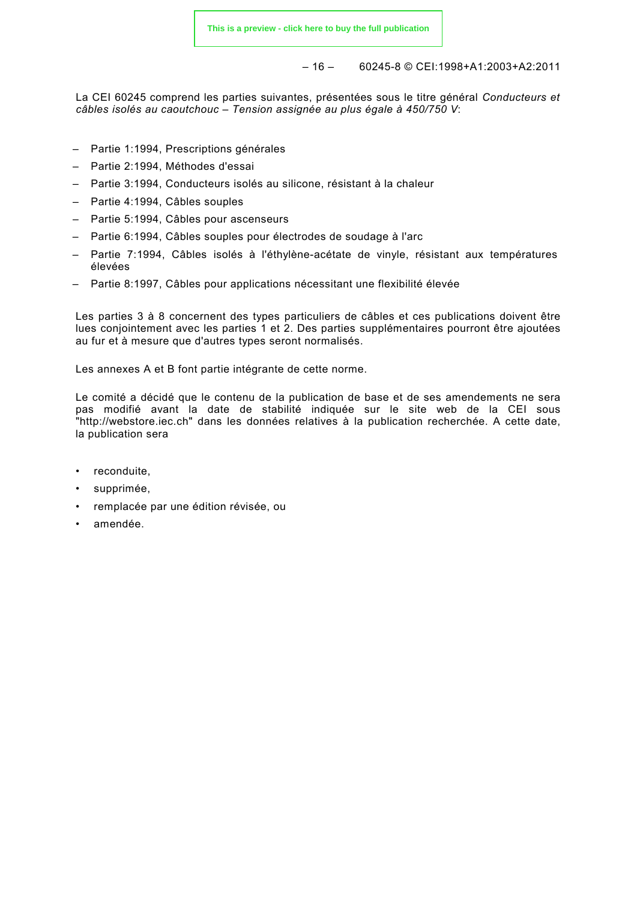La CEI 60245 comprend les parties suivantes, présentées sous le titre général *Conducteurs et câbles isolés au caoutchouc – Tension assignée au plus égale à 450/750 V*:

– Partie 1:1994, Prescriptions générales
– Partie 2:1994, Méthodes d'essai
– Partie 3:1994, Conducteurs isolés au silicone, résistant à la chaleur
– Partie 4:1994, Câbles souples
– Partie 5:1994, Câbles pour ascenseurs
– Partie 6:1994, Câbles souples pour électrodes de soudage à l'arc
– Partie 7:1994, Câbles isolés à l'éthylène-acétate de vinyle, résistant aux températures élevées
– Partie 8:1997, Câbles pour applications nécessitant une flexibilité élevée

Les parties 3 à 8 concernent des types particuliers de câbles et ces publications doivent être lues conjointement avec les parties 1 et 2. Des parties supplémentaires pourront être ajoutées au fur et à mesure que d'autres types seront normalisés.

Les annexes A et B font partie intégrante de cette norme.

Le comité a décidé que le contenu de la publication de base et de ses amendements ne sera pas modifié avant la date de stabilité indiquée sur le site web de la CEI sous "http://webstore.iec.ch" dans les données relatives à la publication recherchée. A cette date, la publication sera

- reconduite,
- supprimée,
- remplacée par une édition révisée, ou
- amendée.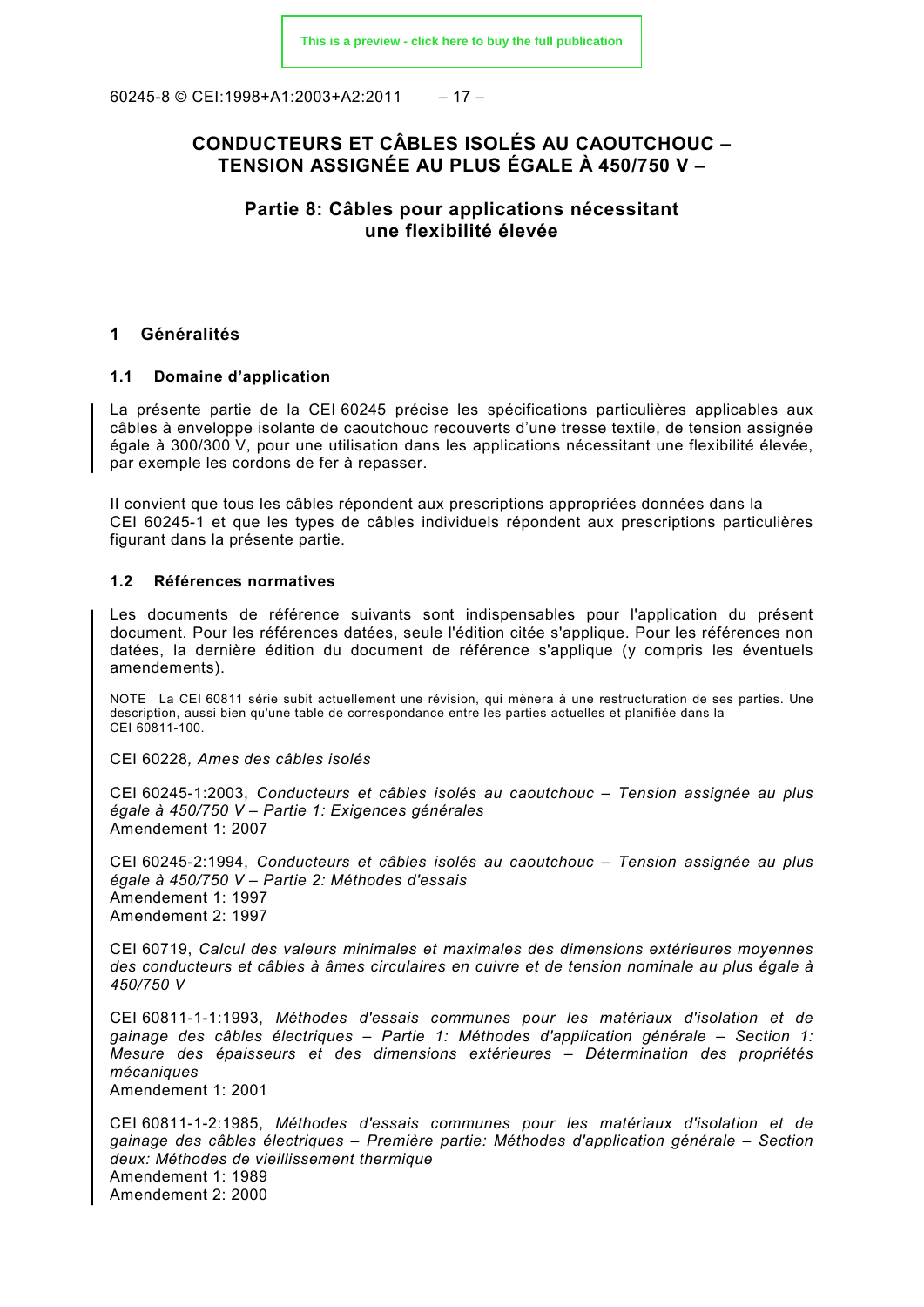# CONDUCTEURS ET CÂBLES ISOLÉS AU CAOUTCHOUC – TENSION ASSIGNÉE AU PLUS ÉGALE À 450/750 V –

## Partie 8: Câbles pour applications nécessitant une flexibilité élevée

## 1 Généralités

### 1.1 Domaine d'application

La présente partie de la CEI 60245 précise les spécifications particulières applicables aux câbles à enveloppe isolante de caoutchouc recouverts d'une tresse textile, de tension assignée égale à 300/300 V, pour une utilisation dans les applications nécessitant une flexibilité élevée, par exemple les cordons de fer à repasser.

Il convient que tous les câbles répondent aux prescriptions appropriées données dans la CEI 60245-1 et que les types de câbles individuels répondent aux prescriptions particulières figurant dans la présente partie.

### 1.2 Références normatives

Les documents de référence suivants sont indispensables pour l'application du présent document. Pour les références datées, seule l'édition citée s'applique. Pour les références non datées, la dernière édition du document de référence s'applique (y compris les éventuels amendements).

NOTE La CEI 60811 série subit actuellement une révision, qui mènera à une restructuration de ses parties. Une description, aussi bien qu'une table de correspondance entre les parties actuelles et planifiée dans la CEI 60811-100.

CEI 60228*, Ames des câbles isolés*

CEI 60245-1:2003, *Conducteurs et câbles isolés au caoutchouc – Tension assignée au plus égale à 450/750 V – Partie 1: Exigences générales*
Amendement 1: 2007

CEI 60245-2:1994, *Conducteurs et câbles isolés au caoutchouc – Tension assignée au plus égale à 450/750 V – Partie 2: Méthodes d'essais*
Amendement 1: 1997
Amendement 2: 1997

CEI 60719, *Calcul des valeurs minimales et maximales des dimensions extérieures moyennes des conducteurs et câbles à âmes circulaires en cuivre et de tension nominale au plus égale à 450/750 V*

CEI 60811-1-1:1993, *Méthodes d'essais communes pour les matériaux d'isolation et de gainage des câbles électriques – Partie 1: Méthodes d'application générale – Section 1: Mesure des épaisseurs et des dimensions extérieures – Détermination des propriétés mécaniques*
Amendement 1: 2001

CEI 60811-1-2:1985, *Méthodes d'essais communes pour les matériaux d'isolation et de gainage des câbles électriques – Première partie: Méthodes d'application générale – Section deux: Méthodes de vieillissement thermique*
Amendement 1: 1989
Amendement 2: 2000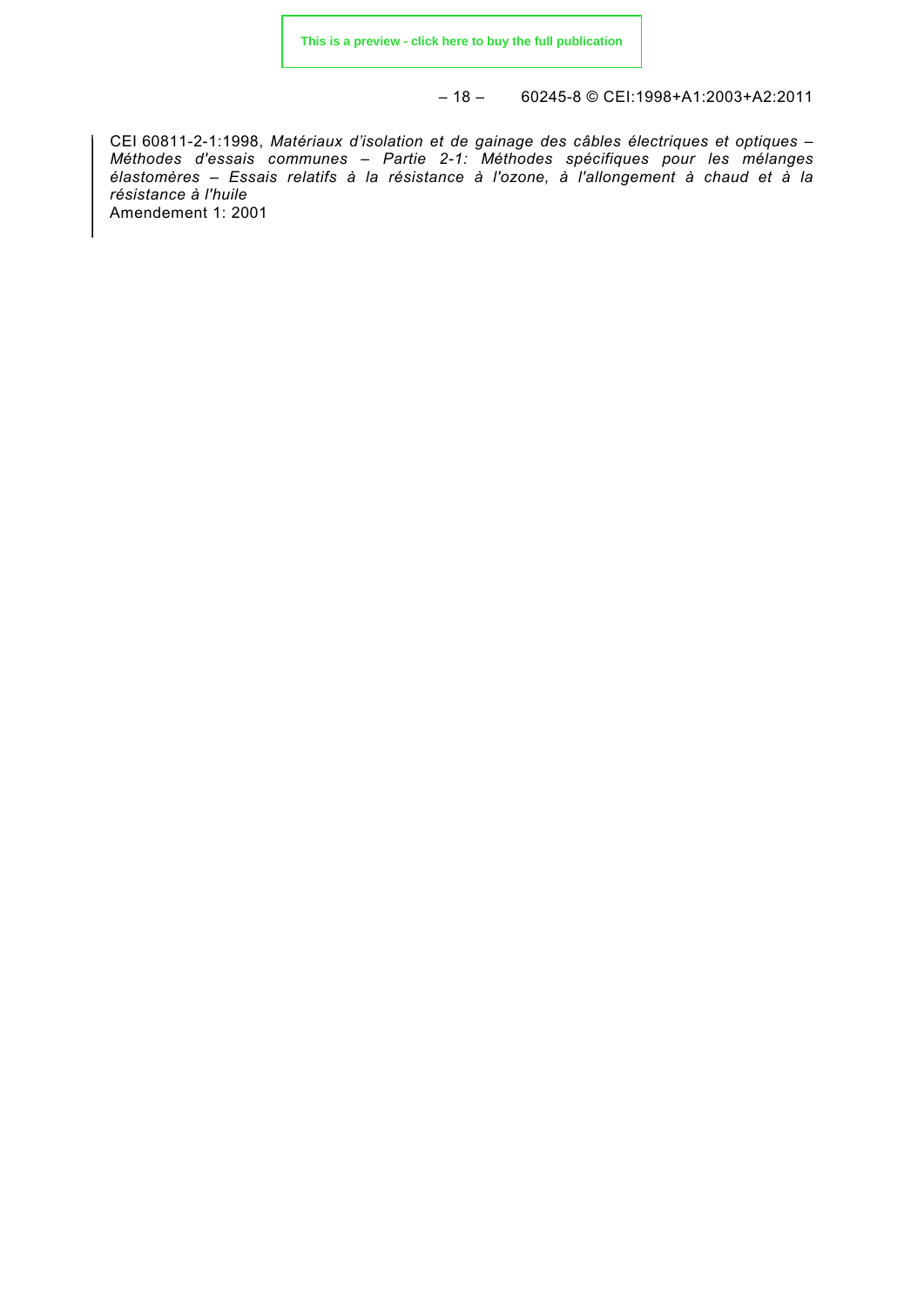CEI 60811-2-1:1998, *Matériaux d'isolation et de gainage des câbles électriques et optiques – Méthodes d'essais communes – Partie 2-1: Méthodes spécifiques pour les mélanges élastomères – Essais relatifs à la résistance à l'ozone, à l'allongement à chaud et à la résistance à l'huile*
Amendement 1: 2001